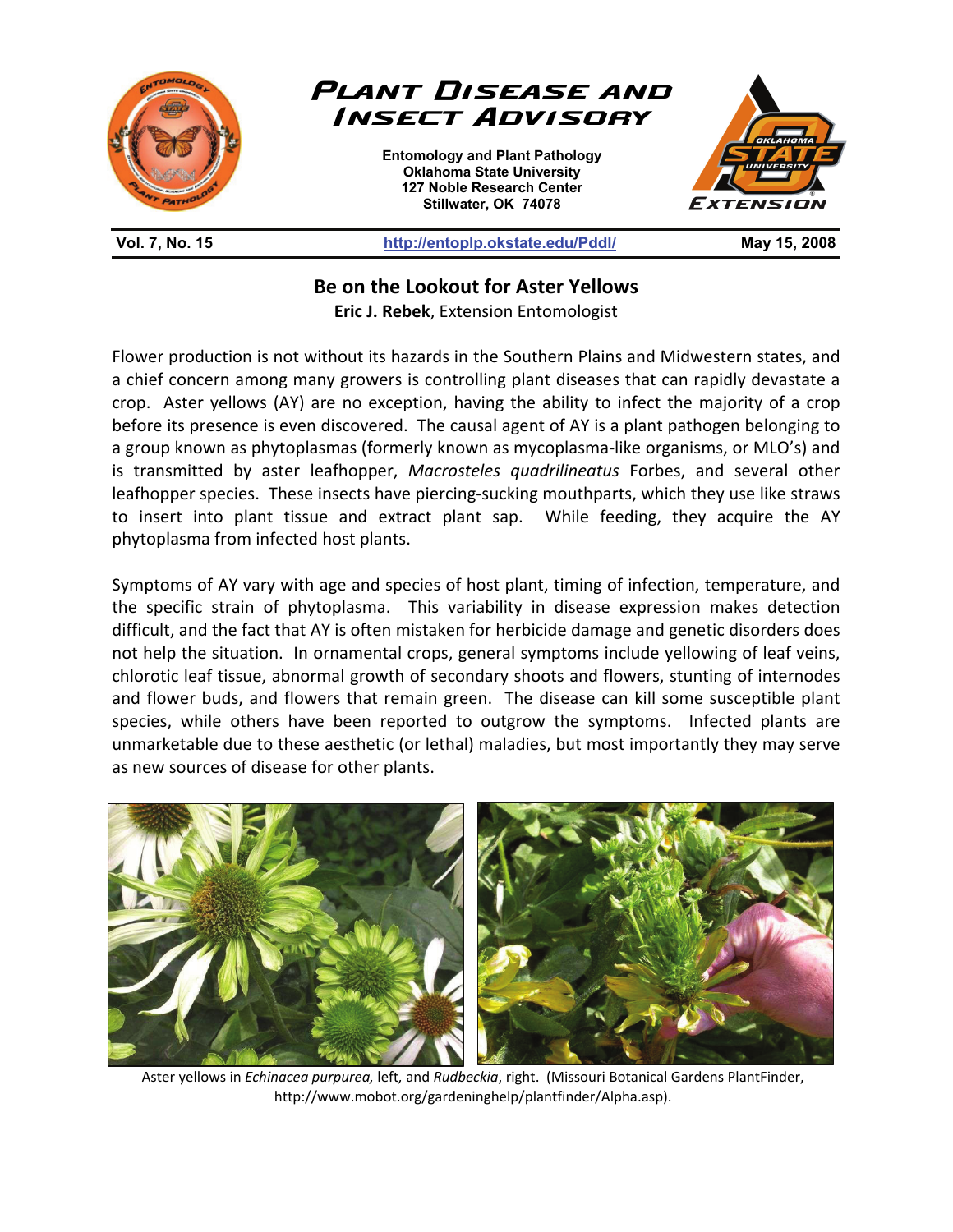# Plant Disease and Insect Advisory

**Entomology and Plant Pathology**
**Oklahoma State University**
**127 Noble Research Center**
**Stillwater, OK 74078**

**Vol. 7, No. 15** | http://entoplp.okstate.edu/Pddl/ | **May 15, 2008**

## Be on the Lookout for Aster Yellows

**Eric J. Rebek**, Extension Entomologist

Flower production is not without its hazards in the Southern Plains and Midwestern states, and a chief concern among many growers is controlling plant diseases that can rapidly devastate a crop. Aster yellows (AY) are no exception, having the ability to infect the majority of a crop before its presence is even discovered. The causal agent of AY is a plant pathogen belonging to a group known as phytoplasmas (formerly known as mycoplasma-like organisms, or MLO's) and is transmitted by aster leafhopper, *Macrosteles quadrilineatus* Forbes, and several other leafhopper species. These insects have piercing-sucking mouthparts, which they use like straws to insert into plant tissue and extract plant sap. While feeding, they acquire the AY phytoplasma from infected host plants.

Symptoms of AY vary with age and species of host plant, timing of infection, temperature, and the specific strain of phytoplasma. This variability in disease expression makes detection difficult, and the fact that AY is often mistaken for herbicide damage and genetic disorders does not help the situation. In ornamental crops, general symptoms include yellowing of leaf veins, chlorotic leaf tissue, abnormal growth of secondary shoots and flowers, stunting of internodes and flower buds, and flowers that remain green. The disease can kill some susceptible plant species, while others have been reported to outgrow the symptoms. Infected plants are unmarketable due to these aesthetic (or lethal) maladies, but most importantly they may serve as new sources of disease for other plants.

Aster yellows in *Echinacea purpurea,* left*,* and *Rudbeckia*, right. (Missouri Botanical Gardens PlantFinder, http://www.mobot.org/gardeninghelp/plantfinder/Alpha.asp).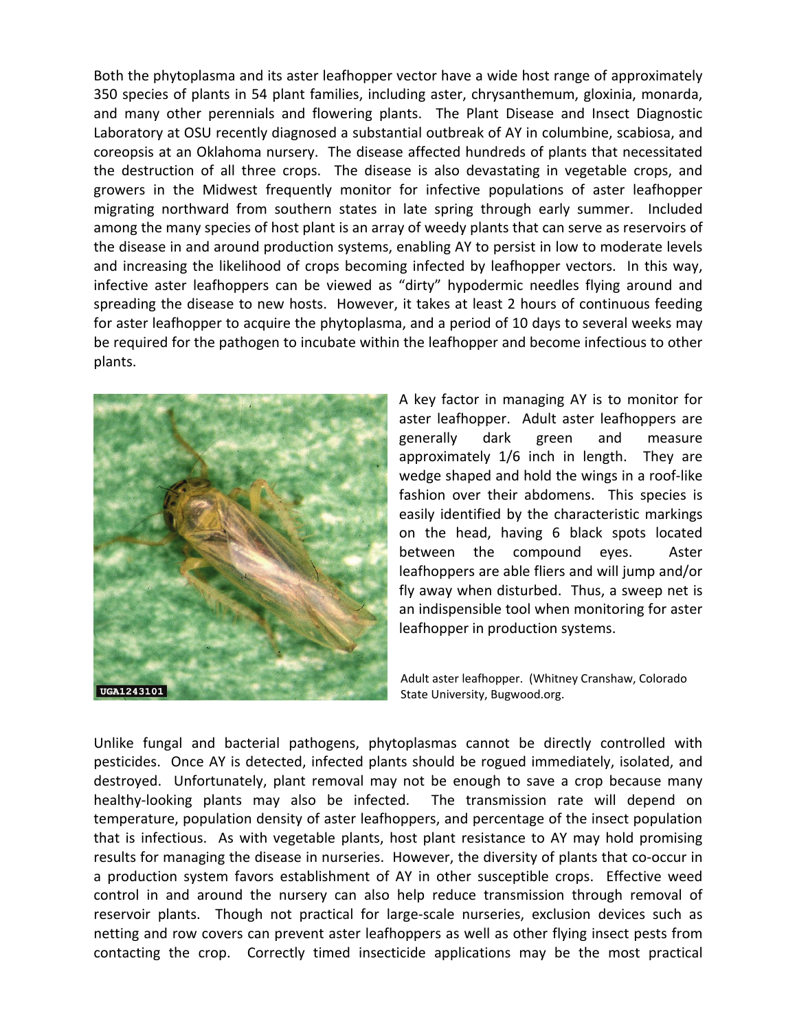Both the phytoplasma and its aster leafhopper vector have a wide host range of approximately 350 species of plants in 54 plant families, including aster, chrysanthemum, gloxinia, monarda, and many other perennials and flowering plants. The Plant Disease and Insect Diagnostic Laboratory at OSU recently diagnosed a substantial outbreak of AY in columbine, scabiosa, and coreopsis at an Oklahoma nursery. The disease affected hundreds of plants that necessitated the destruction of all three crops. The disease is also devastating in vegetable crops, and growers in the Midwest frequently monitor for infective populations of aster leafhopper migrating northward from southern states in late spring through early summer. Included among the many species of host plant is an array of weedy plants that can serve as reservoirs of the disease in and around production systems, enabling AY to persist in low to moderate levels and increasing the likelihood of crops becoming infected by leafhopper vectors. In this way, infective aster leafhoppers can be viewed as "dirty" hypodermic needles flying around and spreading the disease to new hosts. However, it takes at least 2 hours of continuous feeding for aster leafhopper to acquire the phytoplasma, and a period of 10 days to several weeks may be required for the pathogen to incubate within the leafhopper and become infectious to other plants.

A key factor in managing AY is to monitor for aster leafhopper. Adult aster leafhoppers are generally dark green and measure approximately 1/6 inch in length. They are wedge shaped and hold the wings in a roof-like fashion over their abdomens. This species is easily identified by the characteristic markings on the head, having 6 black spots located between the compound eyes. Aster leafhoppers are able fliers and will jump and/or fly away when disturbed. Thus, a sweep net is an indispensible tool when monitoring for aster leafhopper in production systems.

Adult aster leafhopper. (Whitney Cranshaw, Colorado State University, Bugwood.org.

Unlike fungal and bacterial pathogens, phytoplasmas cannot be directly controlled with pesticides. Once AY is detected, infected plants should be rogued immediately, isolated, and destroyed. Unfortunately, plant removal may not be enough to save a crop because many healthy-looking plants may also be infected. The transmission rate will depend on temperature, population density of aster leafhoppers, and percentage of the insect population that is infectious. As with vegetable plants, host plant resistance to AY may hold promising results for managing the disease in nurseries. However, the diversity of plants that co-occur in a production system favors establishment of AY in other susceptible crops. Effective weed control in and around the nursery can also help reduce transmission through removal of reservoir plants. Though not practical for large-scale nurseries, exclusion devices such as netting and row covers can prevent aster leafhoppers as well as other flying insect pests from contacting the crop. Correctly timed insecticide applications may be the most practical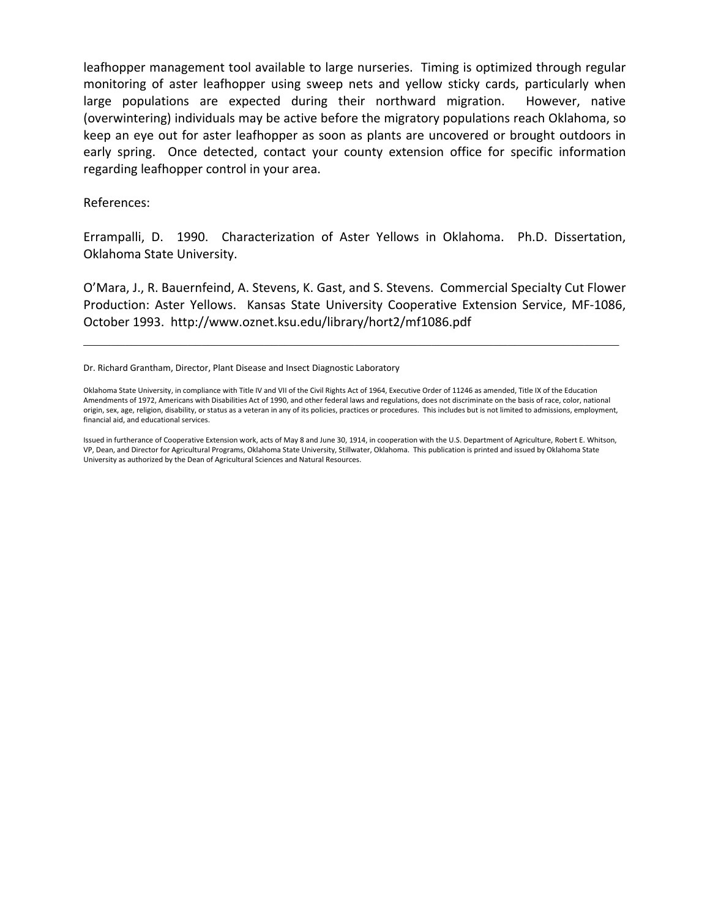leafhopper management tool available to large nurseries. Timing is optimized through regular monitoring of aster leafhopper using sweep nets and yellow sticky cards, particularly when large populations are expected during their northward migration. However, native (overwintering) individuals may be active before the migratory populations reach Oklahoma, so keep an eye out for aster leafhopper as soon as plants are uncovered or brought outdoors in early spring. Once detected, contact your county extension office for specific information regarding leafhopper control in your area.

References:

Errampalli, D. 1990. Characterization of Aster Yellows in Oklahoma. Ph.D. Dissertation, Oklahoma State University.

O'Mara, J., R. Bauernfeind, A. Stevens, K. Gast, and S. Stevens. Commercial Specialty Cut Flower Production: Aster Yellows. Kansas State University Cooperative Extension Service, MF-1086, October 1993. http://www.oznet.ksu.edu/library/hort2/mf1086.pdf

---

Dr. Richard Grantham, Director, Plant Disease and Insect Diagnostic Laboratory

Oklahoma State University, in compliance with Title IV and VII of the Civil Rights Act of 1964, Executive Order of 11246 as amended, Title IX of the Education Amendments of 1972, Americans with Disabilities Act of 1990, and other federal laws and regulations, does not discriminate on the basis of race, color, national origin, sex, age, religion, disability, or status as a veteran in any of its policies, practices or procedures. This includes but is not limited to admissions, employment, financial aid, and educational services.

Issued in furtherance of Cooperative Extension work, acts of May 8 and June 30, 1914, in cooperation with the U.S. Department of Agriculture, Robert E. Whitson, VP, Dean, and Director for Agricultural Programs, Oklahoma State University, Stillwater, Oklahoma. This publication is printed and issued by Oklahoma State University as authorized by the Dean of Agricultural Sciences and Natural Resources.